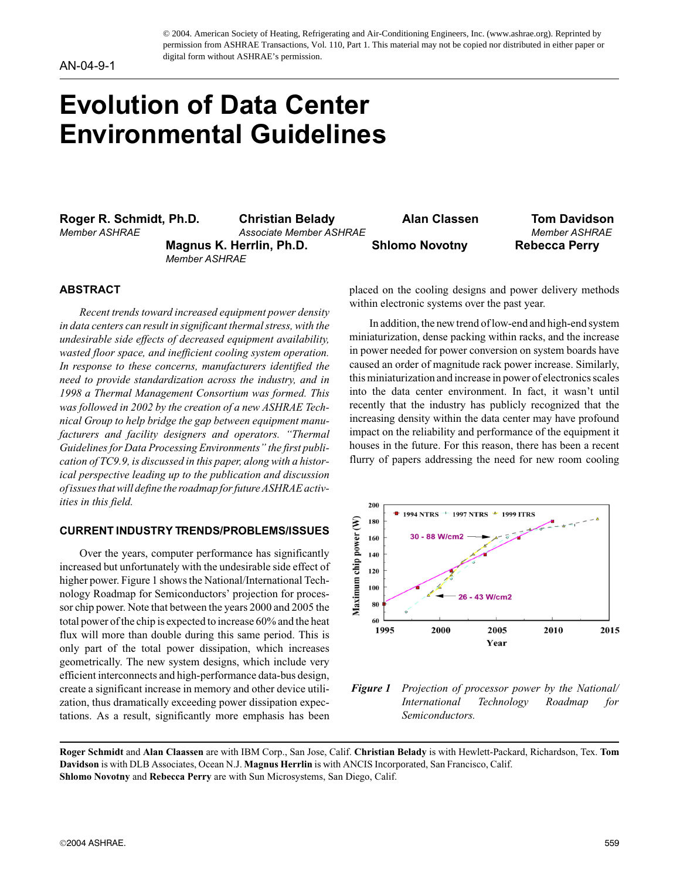© 2004. American Society of Heating, Refrigerating and Air-Conditioning Engineers, Inc. (www.ashrae.org). Reprinted by permission from ASHRAE Transactions, Vol. 110, Part 1. This material may not be copied nor distributed in either paper or digital form without ASHRAE's permission.

AN-04-9-1

# Evolution of Data Center Environmental Guidelines

**Roger R. Schmidt, Ph.D.**
*Member ASHRAE*

**Christian Belady**
*Associate Member ASHRAE*

**Alan Classen**

**Tom Davidson**
*Member ASHRAE*

**Magnus K. Herrlin, Ph.D.**
*Member ASHRAE*

**Shlomo Novotny**

**Rebecca Perry**

## ABSTRACT

*Recent trends toward increased equipment power density in data centers can result in significant thermal stress, with the undesirable side effects of decreased equipment availability, wasted floor space, and inefficient cooling system operation. In response to these concerns, manufacturers identified the need to provide standardization across the industry, and in 1998 a Thermal Management Consortium was formed. This was followed in 2002 by the creation of a new ASHRAE Technical Group to help bridge the gap between equipment manufacturers and facility designers and operators. "Thermal Guidelines for Data Processing Environments" the first publication of TC9.9, is discussed in this paper, along with a historical perspective leading up to the publication and discussion of issues that will define the roadmap for future ASHRAE activities in this field.*

## CURRENT INDUSTRY TRENDS/PROBLEMS/ISSUES

Over the years, computer performance has significantly increased but unfortunately with the undesirable side effect of higher power. Figure 1 shows the National/International Technology Roadmap for Semiconductors' projection for processor chip power. Note that between the years 2000 and 2005 the total power of the chip is expected to increase 60% and the heat flux will more than double during this same period. This is only part of the total power dissipation, which increases geometrically. The new system designs, which include very efficient interconnects and high-performance data-bus design, create a significant increase in memory and other device utilization, thus dramatically exceeding power dissipation expectations. As a result, significantly more emphasis has been placed on the cooling designs and power delivery methods within electronic systems over the past year.

In addition, the new trend of low-end and high-end system miniaturization, dense packing within racks, and the increase in power needed for power conversion on system boards have caused an order of magnitude rack power increase. Similarly, this miniaturization and increase in power of electronics scales into the data center environment. In fact, it wasn't until recently that the industry has publicly recognized that the increasing density within the data center may have profound impact on the reliability and performance of the equipment it houses in the future. For this reason, there has been a recent flurry of papers addressing the need for new room cooling

*Figure 1 Projection of processor power by the National/International Technology Roadmap for Semiconductors.*

**Roger Schmidt** and **Alan Claassen** are with IBM Corp., San Jose, Calif. **Christian Belady** is with Hewlett-Packard, Richardson, Tex. **Tom Davidson** is with DLB Associates, Ocean N.J. **Magnus Herrlin** is with ANCIS Incorporated, San Francisco, Calif. **Shlomo Novotny** and **Rebecca Perry** are with Sun Microsystems, San Diego, Calif.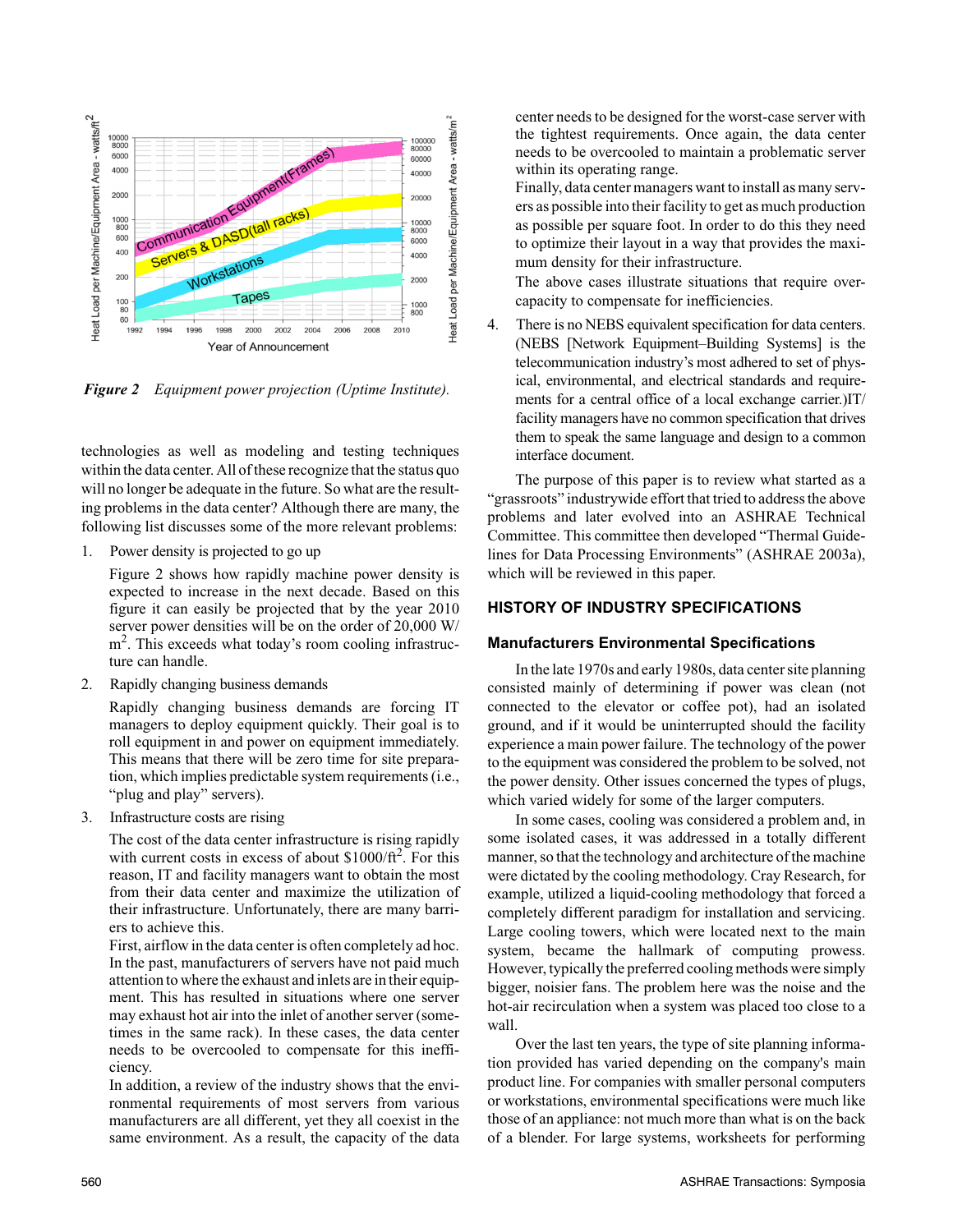*Figure 2 Equipment power projection (Uptime Institute).*

technologies as well as modeling and testing techniques within the data center. All of these recognize that the status quo will no longer be adequate in the future. So what are the resulting problems in the data center? Although there are many, the following list discusses some of the more relevant problems:

1. Power density is projected to go up

   Figure 2 shows how rapidly machine power density is expected to increase in the next decade. Based on this figure it can easily be projected that by the year 2010 server power densities will be on the order of 20,000 W/m$^2$. This exceeds what today's room cooling infrastructure can handle.

2. Rapidly changing business demands

   Rapidly changing business demands are forcing IT managers to deploy equipment quickly. Their goal is to roll equipment in and power on equipment immediately. This means that there will be zero time for site preparation, which implies predictable system requirements (i.e., "plug and play" servers).

3. Infrastructure costs are rising

   The cost of the data center infrastructure is rising rapidly with current costs in excess of about \$1000/ft$^2$. For this reason, IT and facility managers want to obtain the most from their data center and maximize the utilization of their infrastructure. Unfortunately, there are many barriers to achieve this.

   First, airflow in the data center is often completely ad hoc. In the past, manufacturers of servers have not paid much attention to where the exhaust and inlets are in their equipment. This has resulted in situations where one server may exhaust hot air into the inlet of another server (sometimes in the same rack). In these cases, the data center needs to be overcooled to compensate for this inefficiency.

   In addition, a review of the industry shows that the environmental requirements of most servers from various manufacturers are all different, yet they all coexist in the same environment. As a result, the capacity of the data center needs to be designed for the worst-case server with the tightest requirements. Once again, the data center needs to be overcooled to maintain a problematic server within its operating range.

   Finally, data center managers want to install as many servers as possible into their facility to get as much production as possible per square foot. In order to do this they need to optimize their layout in a way that provides the maximum density for their infrastructure.

   The above cases illustrate situations that require overcapacity to compensate for inefficiencies.

4. There is no NEBS equivalent specification for data centers. (NEBS [Network Equipment–Building Systems] is the telecommunication industry's most adhered to set of physical, environmental, and electrical standards and requirements for a central office of a local exchange carrier.)IT/facility managers have no common specification that drives them to speak the same language and design to a common interface document.

The purpose of this paper is to review what started as a "grassroots" industrywide effort that tried to address the above problems and later evolved into an ASHRAE Technical Committee. This committee then developed "Thermal Guidelines for Data Processing Environments" (ASHRAE 2003a), which will be reviewed in this paper.

## HISTORY OF INDUSTRY SPECIFICATIONS

### Manufacturers Environmental Specifications

In the late 1970s and early 1980s, data center site planning consisted mainly of determining if power was clean (not connected to the elevator or coffee pot), had an isolated ground, and if it would be uninterrupted should the facility experience a main power failure. The technology of the power to the equipment was considered the problem to be solved, not the power density. Other issues concerned the types of plugs, which varied widely for some of the larger computers.

In some cases, cooling was considered a problem and, in some isolated cases, it was addressed in a totally different manner, so that the technology and architecture of the machine were dictated by the cooling methodology. Cray Research, for example, utilized a liquid-cooling methodology that forced a completely different paradigm for installation and servicing. Large cooling towers, which were located next to the main system, became the hallmark of computing prowess. However, typically the preferred cooling methods were simply bigger, noisier fans. The problem here was the noise and the hot-air recirculation when a system was placed too close to a wall.

Over the last ten years, the type of site planning information provided has varied depending on the company's main product line. For companies with smaller personal computers or workstations, environmental specifications were much like those of an appliance: not much more than what is on the back of a blender. For large systems, worksheets for performing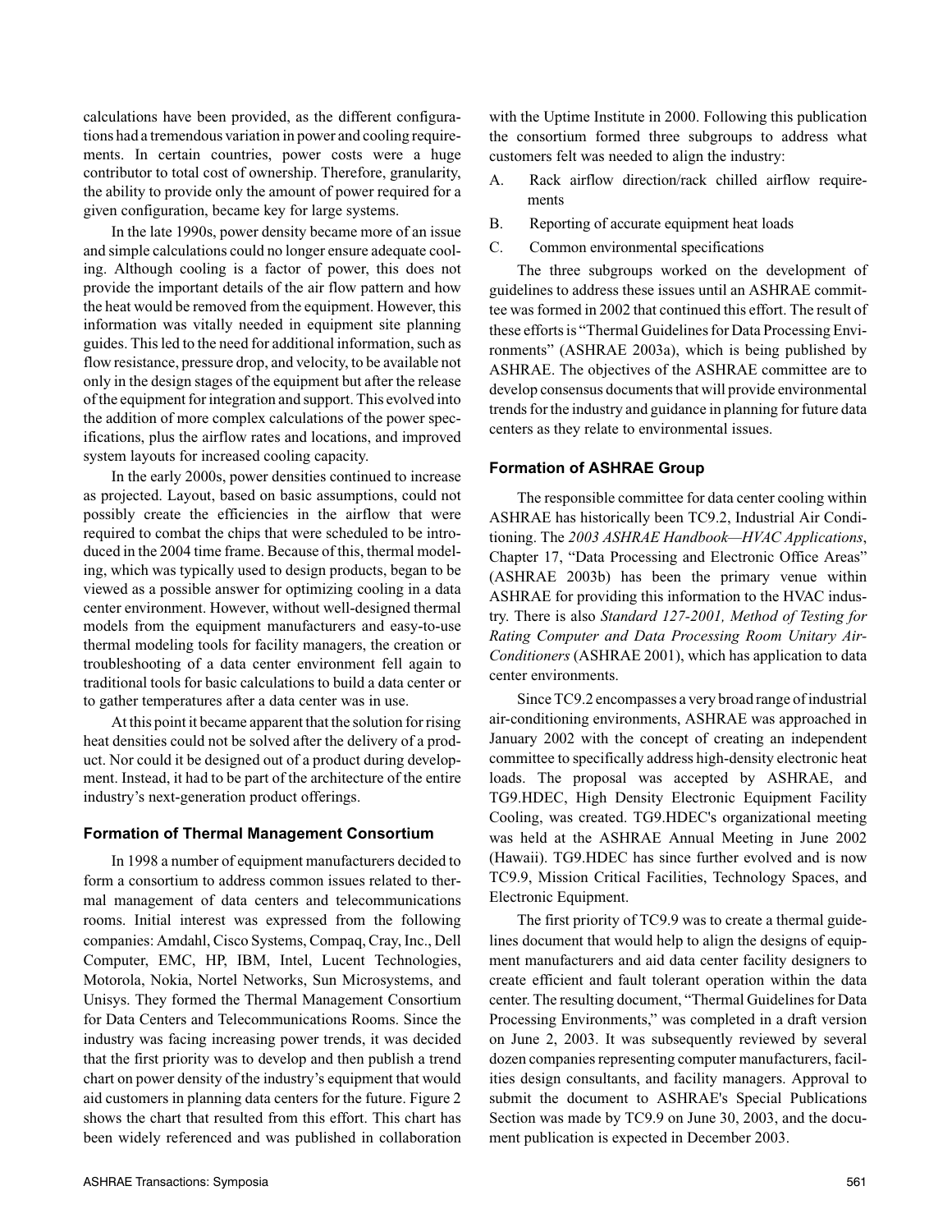calculations have been provided, as the different configurations had a tremendous variation in power and cooling requirements. In certain countries, power costs were a huge contributor to total cost of ownership. Therefore, granularity, the ability to provide only the amount of power required for a given configuration, became key for large systems.

In the late 1990s, power density became more of an issue and simple calculations could no longer ensure adequate cooling. Although cooling is a factor of power, this does not provide the important details of the air flow pattern and how the heat would be removed from the equipment. However, this information was vitally needed in equipment site planning guides. This led to the need for additional information, such as flow resistance, pressure drop, and velocity, to be available not only in the design stages of the equipment but after the release of the equipment for integration and support. This evolved into the addition of more complex calculations of the power specifications, plus the airflow rates and locations, and improved system layouts for increased cooling capacity.

In the early 2000s, power densities continued to increase as projected. Layout, based on basic assumptions, could not possibly create the efficiencies in the airflow that were required to combat the chips that were scheduled to be introduced in the 2004 time frame. Because of this, thermal modeling, which was typically used to design products, began to be viewed as a possible answer for optimizing cooling in a data center environment. However, without well-designed thermal models from the equipment manufacturers and easy-to-use thermal modeling tools for facility managers, the creation or troubleshooting of a data center environment fell again to traditional tools for basic calculations to build a data center or to gather temperatures after a data center was in use.

At this point it became apparent that the solution for rising heat densities could not be solved after the delivery of a product. Nor could it be designed out of a product during development. Instead, it had to be part of the architecture of the entire industry's next-generation product offerings.

### Formation of Thermal Management Consortium

In 1998 a number of equipment manufacturers decided to form a consortium to address common issues related to thermal management of data centers and telecommunications rooms. Initial interest was expressed from the following companies: Amdahl, Cisco Systems, Compaq, Cray, Inc., Dell Computer, EMC, HP, IBM, Intel, Lucent Technologies, Motorola, Nokia, Nortel Networks, Sun Microsystems, and Unisys. They formed the Thermal Management Consortium for Data Centers and Telecommunications Rooms. Since the industry was facing increasing power trends, it was decided that the first priority was to develop and then publish a trend chart on power density of the industry's equipment that would aid customers in planning data centers for the future. Figure 2 shows the chart that resulted from this effort. This chart has been widely referenced and was published in collaboration with the Uptime Institute in 2000. Following this publication the consortium formed three subgroups to address what customers felt was needed to align the industry:

A. Rack airflow direction/rack chilled airflow requirements

B. Reporting of accurate equipment heat loads

C. Common environmental specifications

The three subgroups worked on the development of guidelines to address these issues until an ASHRAE committee was formed in 2002 that continued this effort. The result of these efforts is "Thermal Guidelines for Data Processing Environments" (ASHRAE 2003a), which is being published by ASHRAE. The objectives of the ASHRAE committee are to develop consensus documents that will provide environmental trends for the industry and guidance in planning for future data centers as they relate to environmental issues.

### Formation of ASHRAE Group

The responsible committee for data center cooling within ASHRAE has historically been TC9.2, Industrial Air Conditioning. The *2003 ASHRAE Handbook—HVAC Applications*, Chapter 17, "Data Processing and Electronic Office Areas" (ASHRAE 2003b) has been the primary venue within ASHRAE for providing this information to the HVAC industry. There is also *Standard 127-2001, Method of Testing for Rating Computer and Data Processing Room Unitary Air-Conditioners* (ASHRAE 2001), which has application to data center environments.

Since TC9.2 encompasses a very broad range of industrial air-conditioning environments, ASHRAE was approached in January 2002 with the concept of creating an independent committee to specifically address high-density electronic heat loads. The proposal was accepted by ASHRAE, and TG9.HDEC, High Density Electronic Equipment Facility Cooling, was created. TG9.HDEC's organizational meeting was held at the ASHRAE Annual Meeting in June 2002 (Hawaii). TG9.HDEC has since further evolved and is now TC9.9, Mission Critical Facilities, Technology Spaces, and Electronic Equipment.

The first priority of TC9.9 was to create a thermal guidelines document that would help to align the designs of equipment manufacturers and aid data center facility designers to create efficient and fault tolerant operation within the data center. The resulting document, "Thermal Guidelines for Data Processing Environments," was completed in a draft version on June 2, 2003. It was subsequently reviewed by several dozen companies representing computer manufacturers, facilities design consultants, and facility managers. Approval to submit the document to ASHRAE's Special Publications Section was made by TC9.9 on June 30, 2003, and the document publication is expected in December 2003.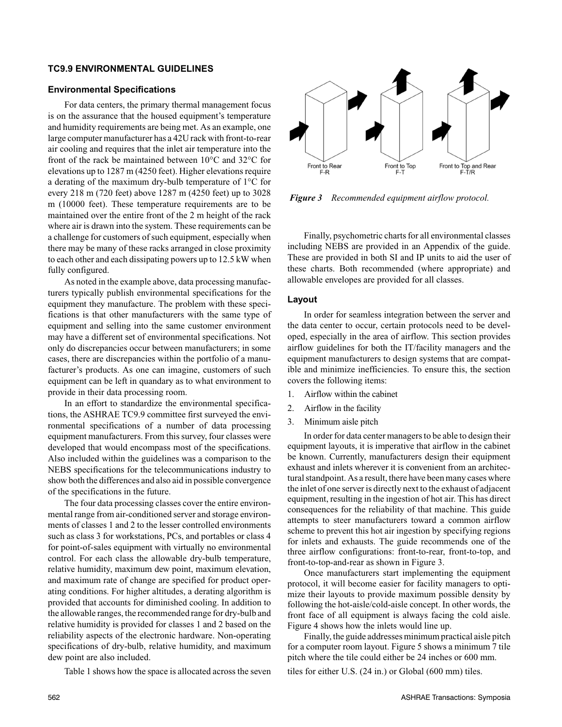## TC9.9 ENVIRONMENTAL GUIDELINES

### Environmental Specifications

For data centers, the primary thermal management focus is on the assurance that the housed equipment's temperature and humidity requirements are being met. As an example, one large computer manufacturer has a 42U rack with front-to-rear air cooling and requires that the inlet air temperature into the front of the rack be maintained between 10°C and 32°C for elevations up to 1287 m (4250 feet). Higher elevations require a derating of the maximum dry-bulb temperature of 1°C for every 218 m (720 feet) above 1287 m (4250 feet) up to 3028 m (10000 feet). These temperature requirements are to be maintained over the entire front of the 2 m height of the rack where air is drawn into the system. These requirements can be a challenge for customers of such equipment, especially when there may be many of these racks arranged in close proximity to each other and each dissipating powers up to 12.5 kW when fully configured.

As noted in the example above, data processing manufacturers typically publish environmental specifications for the equipment they manufacture. The problem with these specifications is that other manufacturers with the same type of equipment and selling into the same customer environment may have a different set of environmental specifications. Not only do discrepancies occur between manufacturers; in some cases, there are discrepancies within the portfolio of a manufacturer's products. As one can imagine, customers of such equipment can be left in quandary as to what environment to provide in their data processing room.

In an effort to standardize the environmental specifications, the ASHRAE TC9.9 committee first surveyed the environmental specifications of a number of data processing equipment manufacturers. From this survey, four classes were developed that would encompass most of the specifications. Also included within the guidelines was a comparison to the NEBS specifications for the telecommunications industry to show both the differences and also aid in possible convergence of the specifications in the future.

The four data processing classes cover the entire environmental range from air-conditioned server and storage environments of classes 1 and 2 to the lesser controlled environments such as class 3 for workstations, PCs, and portables or class 4 for point-of-sales equipment with virtually no environmental control. For each class the allowable dry-bulb temperature, relative humidity, maximum dew point, maximum elevation, and maximum rate of change are specified for product operating conditions. For higher altitudes, a derating algorithm is provided that accounts for diminished cooling. In addition to the allowable ranges, the recommended range for dry-bulb and relative humidity is provided for classes 1 and 2 based on the reliability aspects of the electronic hardware. Non-operating specifications of dry-bulb, relative humidity, and maximum dew point are also included.

Table 1 shows how the space is allocated across the seven tiles for either U.S. (24 in.) or Global (600 mm) tiles.

Front to Rear F-R    Front to Top F-T    Front to Top and Rear F-T/R

***Figure 3** Recommended equipment airflow protocol.*

Finally, psychometric charts for all environmental classes including NEBS are provided in an Appendix of the guide. These are provided in both SI and IP units to aid the user of these charts. Both recommended (where appropriate) and allowable envelopes are provided for all classes.

### Layout

In order for seamless integration between the server and the data center to occur, certain protocols need to be developed, especially in the area of airflow. This section provides airflow guidelines for both the IT/facility managers and the equipment manufacturers to design systems that are compatible and minimize inefficiencies. To ensure this, the section covers the following items:

1. Airflow within the cabinet
2. Airflow in the facility
3. Minimum aisle pitch

In order for data center managers to be able to design their equipment layouts, it is imperative that airflow in the cabinet be known. Currently, manufacturers design their equipment exhaust and inlets wherever it is convenient from an architectural standpoint. As a result, there have been many cases where the inlet of one server is directly next to the exhaust of adjacent equipment, resulting in the ingestion of hot air. This has direct consequences for the reliability of that machine. This guide attempts to steer manufacturers toward a common airflow scheme to prevent this hot air ingestion by specifying regions for inlets and exhausts. The guide recommends one of the three airflow configurations: front-to-rear, front-to-top, and front-to-top-and-rear as shown in Figure 3.

Once manufacturers start implementing the equipment protocol, it will become easier for facility managers to optimize their layouts to provide maximum possible density by following the hot-aisle/cold-aisle concept. In other words, the front face of all equipment is always facing the cold aisle. Figure 4 shows how the inlets would line up.

Finally, the guide addresses minimum practical aisle pitch for a computer room layout. Figure 5 shows a minimum 7 tile pitch where the tile could either be 24 inches or 600 mm.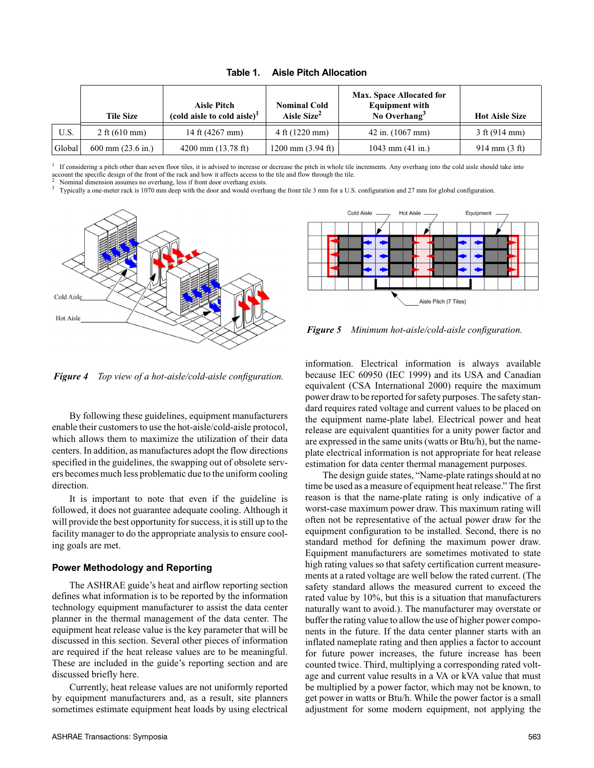**Table 1. Aisle Pitch Allocation**

| | Tile Size | Aisle Pitch (cold aisle to cold aisle)[1] | Nominal Cold Aisle Size[2] | Max. Space Allocated for Equipment with No Overhang[3] | Hot Aisle Size |
|---|---|---|---|---|---|
| U.S. | 2 ft (610 mm) | 14 ft (4267 mm) | 4 ft (1220 mm) | 42 in. (1067 mm) | 3 ft (914 mm) |
| Global | 600 mm (23.6 in.) | 4200 mm (13.78 ft) | 1200 mm (3.94 ft) | 1043 mm (41 in.) | 914 mm (3 ft) |

[1] If considering a pitch other than seven floor tiles, it is advised to increase or decrease the pitch in whole tile increments. Any overhang into the cold aisle should take into account the specific design of the front of the rack and how it affects access to the tile and flow through the tile.
[2] Nominal dimension assumes no overhang, less if front door overhang exists.
[3] Typically a one-meter rack is 1070 mm deep with the door and would overhang the front tile 3 mm for a U.S. configuration and 27 mm for global configuration.

*Figure 4 Top view of a hot-aisle/cold-aisle configuration.*

*Figure 5 Minimum hot-aisle/cold-aisle configuration.*

By following these guidelines, equipment manufacturers enable their customers to use the hot-aisle/cold-aisle protocol, which allows them to maximize the utilization of their data centers. In addition, as manufactures adopt the flow directions specified in the guidelines, the swapping out of obsolete servers becomes much less problematic due to the uniform cooling direction.

It is important to note that even if the guideline is followed, it does not guarantee adequate cooling. Although it will provide the best opportunity for success, it is still up to the facility manager to do the appropriate analysis to ensure cooling goals are met.

## Power Methodology and Reporting

The ASHRAE guide's heat and airflow reporting section defines what information is to be reported by the information technology equipment manufacturer to assist the data center planner in the thermal management of the data center. The equipment heat release value is the key parameter that will be discussed in this section. Several other pieces of information are required if the heat release values are to be meaningful. These are included in the guide's reporting section and are discussed briefly here.

Currently, heat release values are not uniformly reported by equipment manufacturers and, as a result, site planners sometimes estimate equipment heat loads by using electrical information. Electrical information is always available because IEC 60950 (IEC 1999) and its USA and Canadian equivalent (CSA International 2000) require the maximum power draw to be reported for safety purposes. The safety standard requires rated voltage and current values to be placed on the equipment name-plate label. Electrical power and heat release are equivalent quantities for a unity power factor and are expressed in the same units (watts or Btu/h), but the name-plate electrical information is not appropriate for heat release estimation for data center thermal management purposes.

The design guide states, "Name-plate ratings should at no time be used as a measure of equipment heat release." The first reason is that the name-plate rating is only indicative of a worst-case maximum power draw. This maximum rating will often not be representative of the actual power draw for the equipment configuration to be installed. Second, there is no standard method for defining the maximum power draw. Equipment manufacturers are sometimes motivated to state high rating values so that safety certification current measurements at a rated voltage are well below the rated current. (The safety standard allows the measured current to exceed the rated value by 10%, but this is a situation that manufacturers naturally want to avoid.). The manufacturer may overstate or buffer the rating value to allow the use of higher power components in the future. If the data center planner starts with an inflated nameplate rating and then applies a factor to account for future power increases, the future increase has been counted twice. Third, multiplying a corresponding rated voltage and current values results in a VA or kVA value that must be multiplied by a power factor, which may not be known, to get power in watts or Btu/h. While the power factor is a small adjustment for some modern equipment, not applying the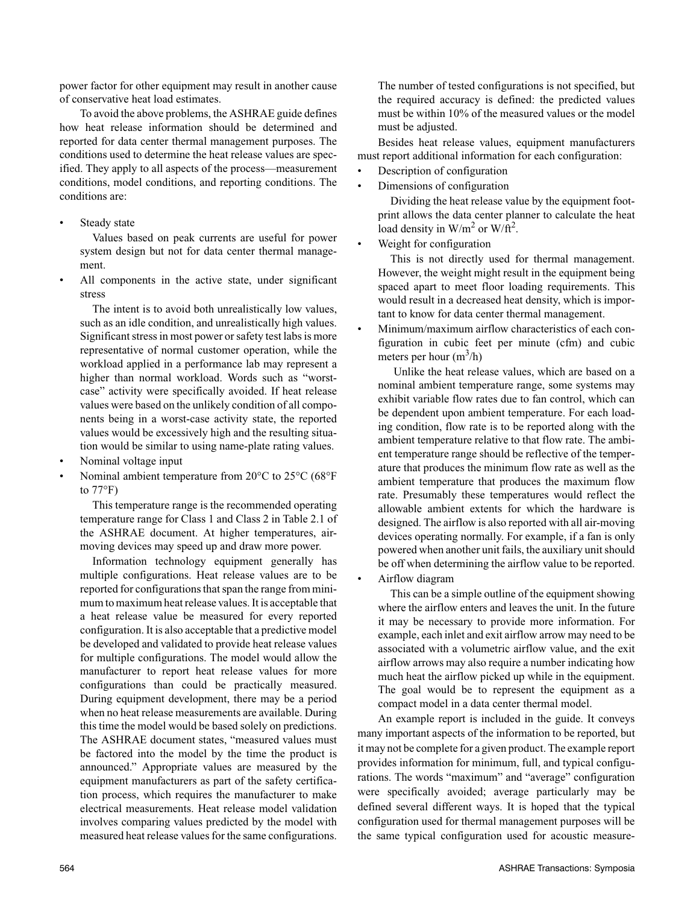power factor for other equipment may result in another cause of conservative heat load estimates.

To avoid the above problems, the ASHRAE guide defines how heat release information should be determined and reported for data center thermal management purposes. The conditions used to determine the heat release values are specified. They apply to all aspects of the process—measurement conditions, model conditions, and reporting conditions. The conditions are:

- Steady state

  Values based on peak currents are useful for power system design but not for data center thermal management.

- All components in the active state, under significant stress

  The intent is to avoid both unrealistically low values, such as an idle condition, and unrealistically high values. Significant stress in most power or safety test labs is more representative of normal customer operation, while the workload applied in a performance lab may represent a higher than normal workload. Words such as "worst-case" activity were specifically avoided. If heat release values were based on the unlikely condition of all components being in a worst-case activity state, the reported values would be excessively high and the resulting situation would be similar to using name-plate rating values.

- Nominal voltage input
- Nominal ambient temperature from 20°C to 25°C (68°F to 77°F)

  This temperature range is the recommended operating temperature range for Class 1 and Class 2 in Table 2.1 of the ASHRAE document. At higher temperatures, air-moving devices may speed up and draw more power.

  Information technology equipment generally has multiple configurations. Heat release values are to be reported for configurations that span the range from minimum to maximum heat release values. It is acceptable that a heat release value be measured for every reported configuration. It is also acceptable that a predictive model be developed and validated to provide heat release values for multiple configurations. The model would allow the manufacturer to report heat release values for more configurations than could be practically measured. During equipment development, there may be a period when no heat release measurements are available. During this time the model would be based solely on predictions. The ASHRAE document states, "measured values must be factored into the model by the time the product is announced." Appropriate values are measured by the equipment manufacturers as part of the safety certification process, which requires the manufacturer to make electrical measurements. Heat release model validation involves comparing values predicted by the model with measured heat release values for the same configurations. The number of tested configurations is not specified, but the required accuracy is defined: the predicted values must be within 10% of the measured values or the model must be adjusted.

  Besides heat release values, equipment manufacturers must report additional information for each configuration:

- Description of configuration
- Dimensions of configuration

  Dividing the heat release value by the equipment footprint allows the data center planner to calculate the heat load density in W/m$^2$ or W/ft$^2$.

- Weight for configuration

  This is not directly used for thermal management. However, the weight might result in the equipment being spaced apart to meet floor loading requirements. This would result in a decreased heat density, which is important to know for data center thermal management.

- Minimum/maximum airflow characteristics of each configuration in cubic feet per minute (cfm) and cubic meters per hour (m$^3$/h)

  Unlike the heat release values, which are based on a nominal ambient temperature range, some systems may exhibit variable flow rates due to fan control, which can be dependent upon ambient temperature. For each loading condition, flow rate is to be reported along with the ambient temperature relative to that flow rate. The ambient temperature range should be reflective of the temperature that produces the minimum flow rate as well as the ambient temperature that produces the maximum flow rate. Presumably these temperatures would reflect the allowable ambient extents for which the hardware is designed. The airflow is also reported with all air-moving devices operating normally. For example, if a fan is only powered when another unit fails, the auxiliary unit should be off when determining the airflow value to be reported.

- Airflow diagram

  This can be a simple outline of the equipment showing where the airflow enters and leaves the unit. In the future it may be necessary to provide more information. For example, each inlet and exit airflow arrow may need to be associated with a volumetric airflow value, and the exit airflow arrows may also require a number indicating how much heat the airflow picked up while in the equipment. The goal would be to represent the equipment as a compact model in a data center thermal model.

An example report is included in the guide. It conveys many important aspects of the information to be reported, but it may not be complete for a given product. The example report provides information for minimum, full, and typical configurations. The words "maximum" and "average" configuration were specifically avoided; average particularly may be defined several different ways. It is hoped that the typical configuration used for thermal management purposes will be the same typical configuration used for acoustic measure-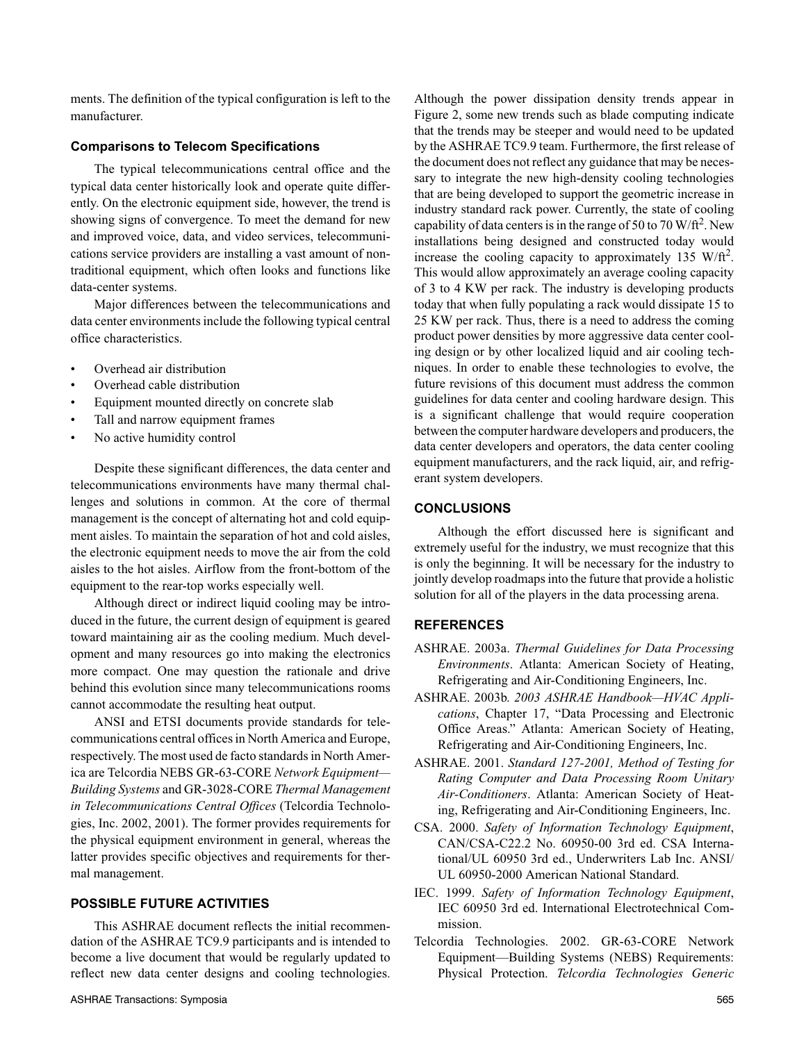ments. The definition of the typical configuration is left to the manufacturer.

### Comparisons to Telecom Specifications

The typical telecommunications central office and the typical data center historically look and operate quite differently. On the electronic equipment side, however, the trend is showing signs of convergence. To meet the demand for new and improved voice, data, and video services, telecommunications service providers are installing a vast amount of nontraditional equipment, which often looks and functions like data-center systems.

Major differences between the telecommunications and data center environments include the following typical central office characteristics.

- Overhead air distribution
- Overhead cable distribution
- Equipment mounted directly on concrete slab
- Tall and narrow equipment frames
- No active humidity control

Despite these significant differences, the data center and telecommunications environments have many thermal challenges and solutions in common. At the core of thermal management is the concept of alternating hot and cold equipment aisles. To maintain the separation of hot and cold aisles, the electronic equipment needs to move the air from the cold aisles to the hot aisles. Airflow from the front-bottom of the equipment to the rear-top works especially well.

Although direct or indirect liquid cooling may be introduced in the future, the current design of equipment is geared toward maintaining air as the cooling medium. Much development and many resources go into making the electronics more compact. One may question the rationale and drive behind this evolution since many telecommunications rooms cannot accommodate the resulting heat output.

ANSI and ETSI documents provide standards for telecommunications central offices in North America and Europe, respectively. The most used de facto standards in North America are Telcordia NEBS GR-63-CORE *Network Equipment—Building Systems* and GR-3028-CORE *Thermal Management in Telecommunications Central Offices* (Telcordia Technologies, Inc. 2002, 2001). The former provides requirements for the physical equipment environment in general, whereas the latter provides specific objectives and requirements for thermal management.

## POSSIBLE FUTURE ACTIVITIES

This ASHRAE document reflects the initial recommendation of the ASHRAE TC9.9 participants and is intended to become a live document that would be regularly updated to reflect new data center designs and cooling technologies. Although the power dissipation density trends appear in Figure 2, some new trends such as blade computing indicate that the trends may be steeper and would need to be updated by the ASHRAE TC9.9 team. Furthermore, the first release of the document does not reflect any guidance that may be necessary to integrate the new high-density cooling technologies that are being developed to support the geometric increase in industry standard rack power. Currently, the state of cooling capability of data centers is in the range of 50 to 70 W/ft$^2$. New installations being designed and constructed today would increase the cooling capacity to approximately 135 W/ft$^2$. This would allow approximately an average cooling capacity of 3 to 4 KW per rack. The industry is developing products today that when fully populating a rack would dissipate 15 to 25 KW per rack. Thus, there is a need to address the coming product power densities by more aggressive data center cooling design or by other localized liquid and air cooling techniques. In order to enable these technologies to evolve, the future revisions of this document must address the common guidelines for data center and cooling hardware design. This is a significant challenge that would require cooperation between the computer hardware developers and producers, the data center developers and operators, the data center cooling equipment manufacturers, and the rack liquid, air, and refrigerant system developers.

## CONCLUSIONS

Although the effort discussed here is significant and extremely useful for the industry, we must recognize that this is only the beginning. It will be necessary for the industry to jointly develop roadmaps into the future that provide a holistic solution for all of the players in the data processing arena.

## REFERENCES

ASHRAE. 2003a. *Thermal Guidelines for Data Processing Environments*. Atlanta: American Society of Heating, Refrigerating and Air-Conditioning Engineers, Inc.

ASHRAE. 2003b. *2003 ASHRAE Handbook—HVAC Applications*, Chapter 17, "Data Processing and Electronic Office Areas." Atlanta: American Society of Heating, Refrigerating and Air-Conditioning Engineers, Inc.

ASHRAE. 2001. *Standard 127-2001, Method of Testing for Rating Computer and Data Processing Room Unitary Air-Conditioners*. Atlanta: American Society of Heating, Refrigerating and Air-Conditioning Engineers, Inc.

CSA. 2000. *Safety of Information Technology Equipment*, CAN/CSA-C22.2 No. 60950-00 3rd ed. CSA International/UL 60950 3rd ed., Underwriters Lab Inc. ANSI/UL 60950-2000 American National Standard.

IEC. 1999. *Safety of Information Technology Equipment*, IEC 60950 3rd ed. International Electrotechnical Commission.

Telcordia Technologies. 2002. GR-63-CORE Network Equipment—Building Systems (NEBS) Requirements: Physical Protection. *Telcordia Technologies Generic*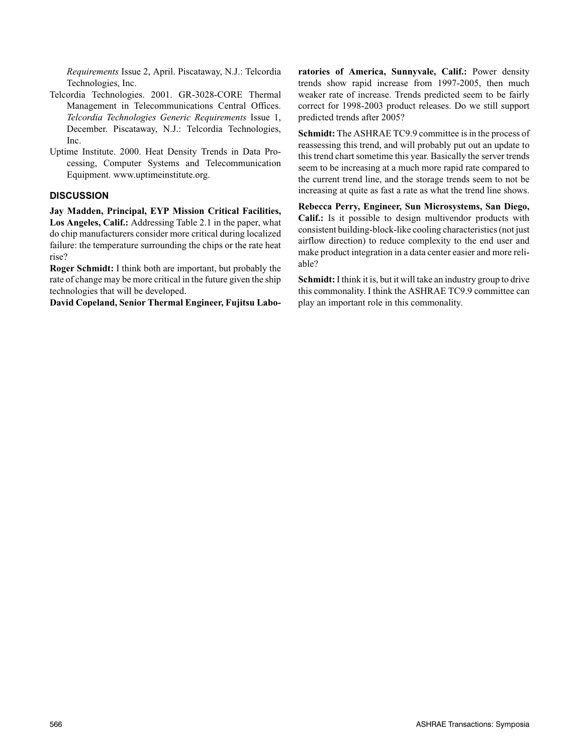*Requirements* Issue 2, April. Piscataway, N.J.: Telcordia Technologies, Inc.

Telcordia Technologies. 2001. GR-3028-CORE Thermal Management in Telecommunications Central Offices. *Telcordia Technologies Generic Requirements* Issue 1, December. Piscataway, N.J.: Telcordia Technologies, Inc.

Uptime Institute. 2000. Heat Density Trends in Data Processing, Computer Systems and Telecommunication Equipment. www.uptimeinstitute.org.

## DISCUSSION

**Jay Madden, Principal, EYP Mission Critical Facilities, Los Angeles, Calif.:** Addressing Table 2.1 in the paper, what do chip manufacturers consider more critical during localized failure: the temperature surrounding the chips or the rate heat rise?

**Roger Schmidt:** I think both are important, but probably the rate of change may be more critical in the future given the ship technologies that will be developed.

**David Copeland, Senior Thermal Engineer, Fujitsu Laboratories of America, Sunnyvale, Calif.:** Power density trends show rapid increase from 1997-2005, then much weaker rate of increase. Trends predicted seem to be fairly correct for 1998-2003 product releases. Do we still support predicted trends after 2005?

**Schmidt:** The ASHRAE TC9.9 committee is in the process of reassessing this trend, and will probably put out an update to this trend chart sometime this year. Basically the server trends seem to be increasing at a much more rapid rate compared to the current trend line, and the storage trends seem to not be increasing at quite as fast a rate as what the trend line shows.

**Rebecca Perry, Engineer, Sun Microsystems, San Diego, Calif.:** Is it possible to design multivendor products with consistent building-block-like cooling characteristics (not just airflow direction) to reduce complexity to the end user and make product integration in a data center easier and more reliable?

**Schmidt:** I think it is, but it will take an industry group to drive this commonality. I think the ASHRAE TC9.9 committee can play an important role in this commonality.